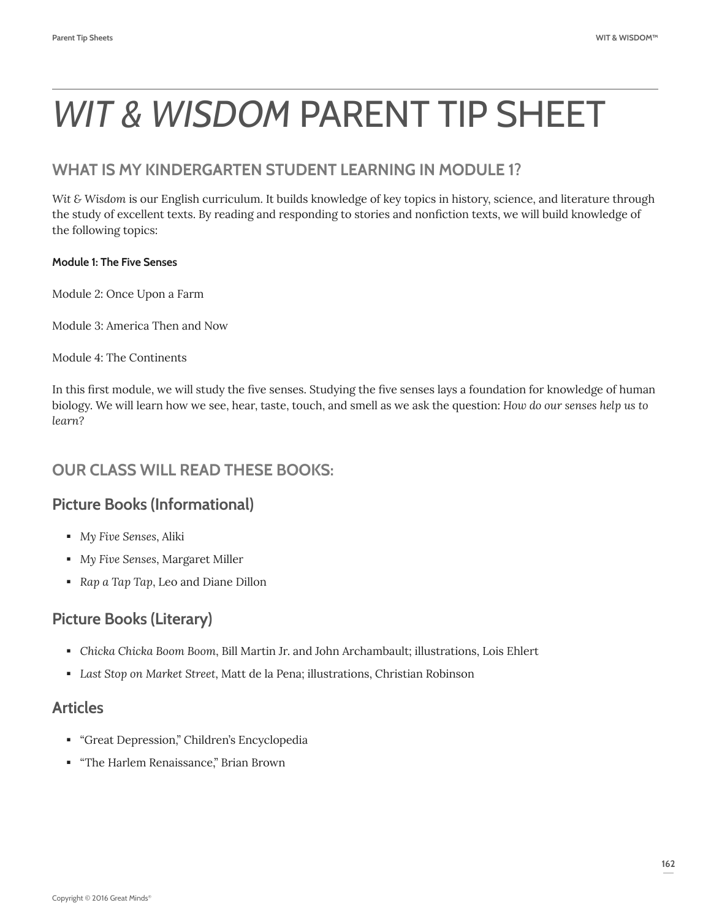# *WIT & WISDOM* PARENT TIP SHEET

## WHAT IS MY KINDERGARTEN STUDENT LEARNING IN MODULE 1?

*Wit & Wisdom* is our English curriculum. It builds knowledge of key topics in history, science, and literature through the study of excellent texts. By reading and responding to stories and nonfiction texts, we will build knowledge of the following topics:

**Module 1: The Five Senses**

Module 2: Once Upon a Farm

Module 3: America Then and Now

Module 4: The Continents

In this first module, we will study the five senses. Studying the five senses lays a foundation for knowledge of human biology. We will learn how we see, hear, taste, touch, and smell as we ask the question: *How do our senses help us to learn?*

## OUR CLASS WILL READ THESE BOOKS:

### Picture Books (Informational)

- *My Five Senses*, Aliki
- *My Five Senses*, Margaret Miller
- *Rap a Tap Tap*, Leo and Diane Dillon

### Picture Books (Literary)

- *Chicka Chicka Boom Boom*, Bill Martin Jr. and John Archambault; illustrations, Lois Ehlert
- *Last Stop on Market Street*, Matt de la Pena; illustrations, Christian Robinson

### Articles

- "Great Depression," Children's Encyclopedia
- "The Harlem Renaissance," Brian Brown

Copyright © 2016 Great Minds®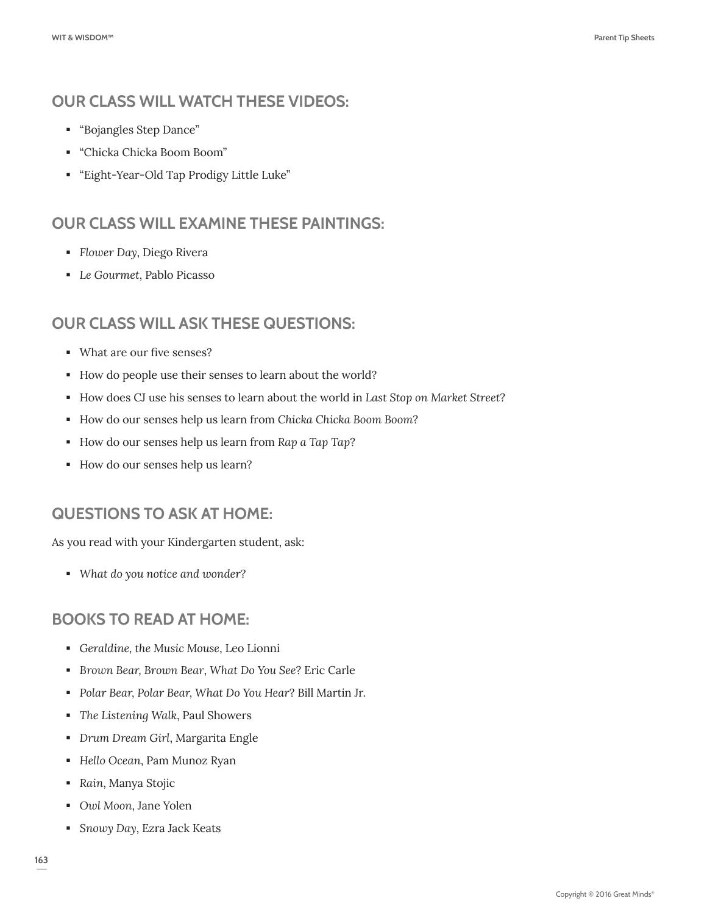## OUR CLASS WILL WATCH THESE VIDEOS:

- "Bojangles Step Dance"
- "Chicka Chicka Boom Boom"
- "Eight-Year-Old Tap Prodigy Little Luke"

## OUR CLASS WILL EXAMINE THESE PAINTINGS:

- *Flower Day*, Diego Rivera
- *Le Gourmet*, Pablo Picasso

## OUR CLASS WILL ASK THESE QUESTIONS:

- What are our five senses?
- How do people use their senses to learn about the world?
- How does CJ use his senses to learn about the world in *Last Stop on Market Street*?
- How do our senses help us learn from *Chicka Chicka Boom Boom*?
- How do our senses help us learn from *Rap a Tap Tap*?
- How do our senses help us learn?

## QUESTIONS TO ASK AT HOME:

As you read with your Kindergarten student, ask:

- *What do you notice and wonder?*

## BOOKS TO READ AT HOME:

- *Geraldine, the Music Mouse*, Leo Lionni
- *Brown Bear, Brown Bear, What Do You See?* Eric Carle
- *Polar Bear, Polar Bear, What Do You Hear?* Bill Martin Jr.
- *The Listening Walk*, Paul Showers
- *Drum Dream Girl*, Margarita Engle
- *Hello Ocean*, Pam Munoz Ryan
- *Rain*, Manya Stojic
- *Owl Moon*, Jane Yolen
- *Snowy Day*, Ezra Jack Keats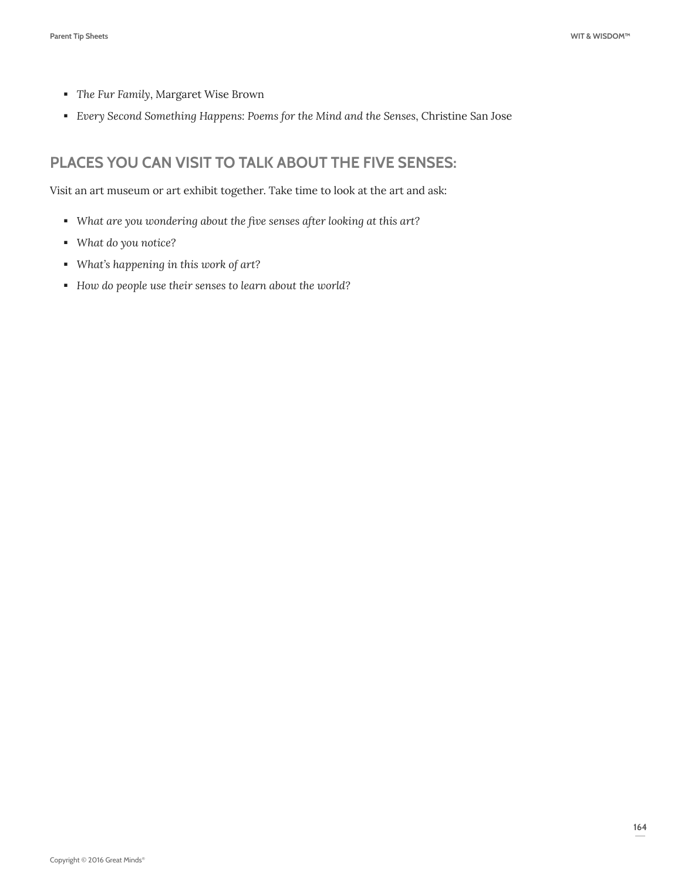- *The Fur Family*, Margaret Wise Brown
- *Every Second Something Happens: Poems for the Mind and the Senses*, Christine San Jose

## PLACES YOU CAN VISIT TO TALK ABOUT THE FIVE SENSES:

Visit an art museum or art exhibit together. Take time to look at the art and ask:

- *What are you wondering about the five senses after looking at this art?*
- *What do you notice?*
- *What's happening in this work of art?*
- *How do people use their senses to learn about the world?*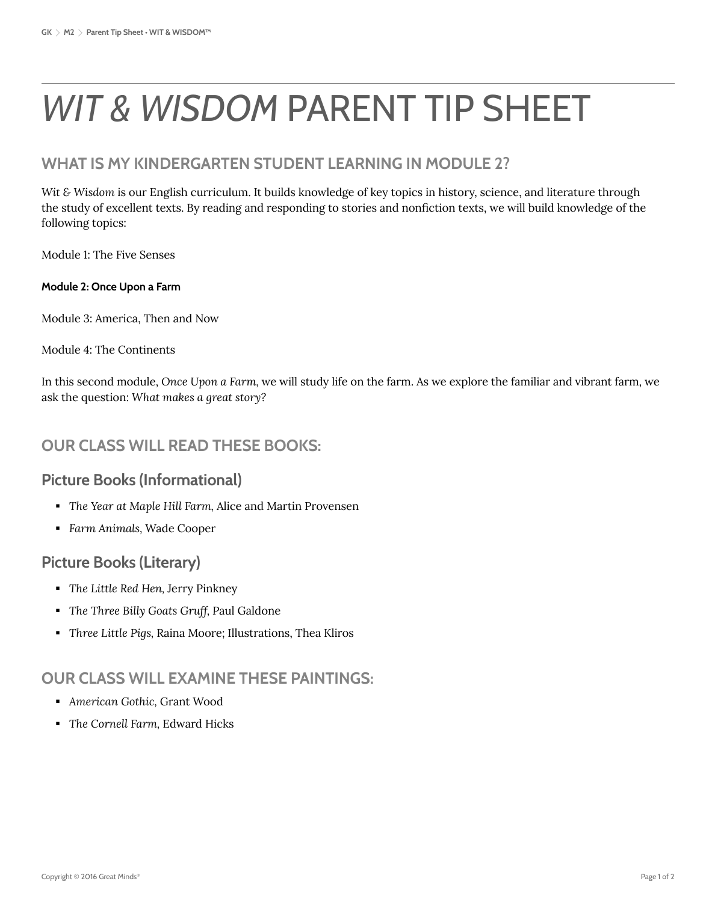# *WIT & WISDOM* PARENT TIP SHEET

## WHAT IS MY KINDERGARTEN STUDENT LEARNING IN MODULE 2?

*Wit & Wisdom* is our English curriculum. It builds knowledge of key topics in history, science, and literature through the study of excellent texts. By reading and responding to stories and nonfiction texts, we will build knowledge of the following topics:

Module 1: The Five Senses

**Module 2: Once Upon a Farm**

Module 3: America, Then and Now

Module 4: The Continents

In this second module, *Once Upon a Farm*, we will study life on the farm. As we explore the familiar and vibrant farm, we ask the question: *What makes a great story*?

## OUR CLASS WILL READ THESE BOOKS:

### Picture Books (Informational)

- *The Year at Maple Hill Farm*, Alice and Martin Provensen
- *Farm Animals*, Wade Cooper

### Picture Books (Literary)

- *The Little Red Hen*, Jerry Pinkney
- *The Three Billy Goats Gruff*, Paul Galdone
- *Three Little Pigs*, Raina Moore; Illustrations, Thea Kliros

## OUR CLASS WILL EXAMINE THESE PAINTINGS:

- *American Gothic*, Grant Wood
- *The Cornell Farm*, Edward Hicks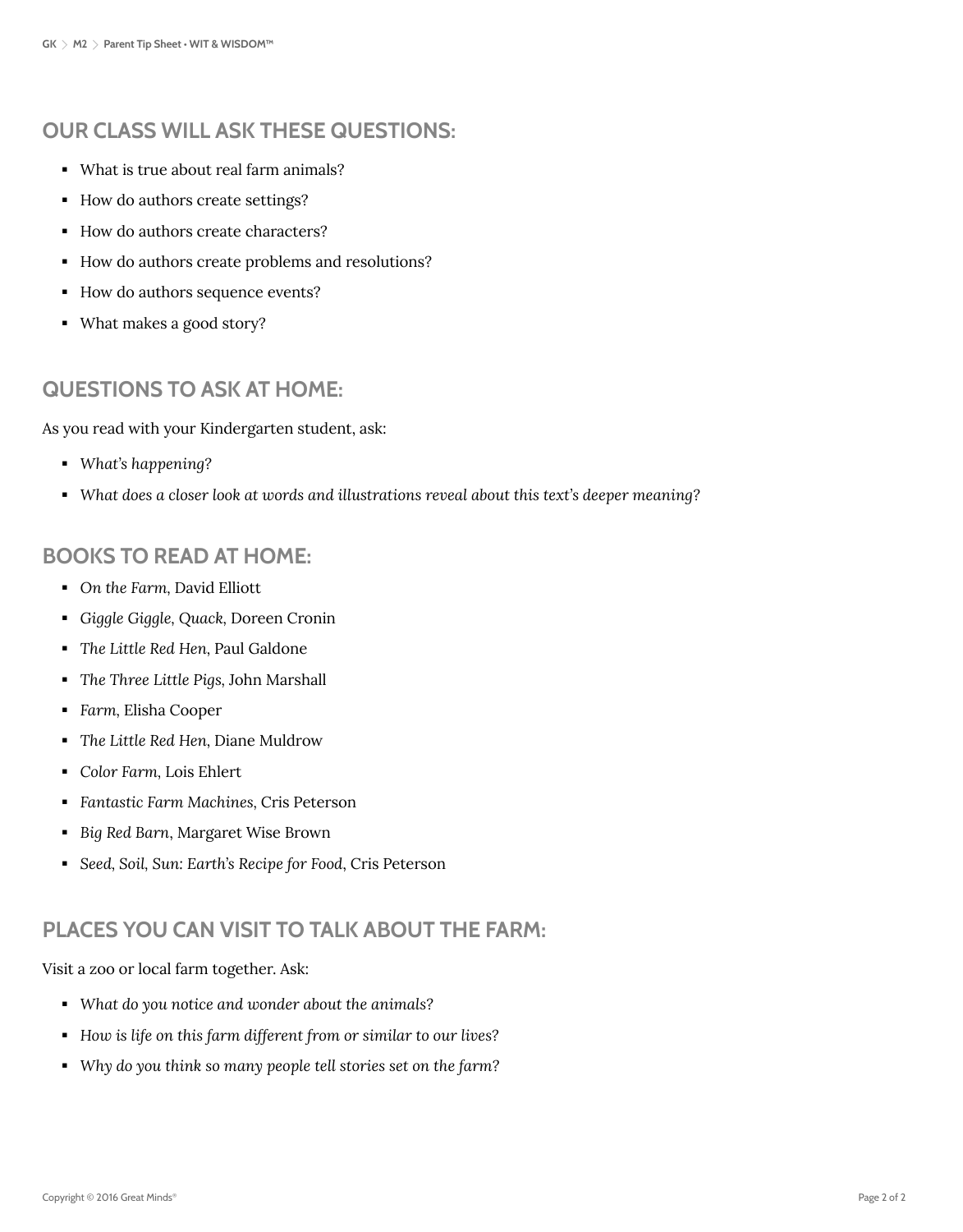## OUR CLASS WILL ASK THESE QUESTIONS:

- What is true about real farm animals?
- How do authors create settings?
- How do authors create characters?
- How do authors create problems and resolutions?
- How do authors sequence events?
- What makes a good story?

## QUESTIONS TO ASK AT HOME:

As you read with your Kindergarten student, ask:

- *What's happening?*
- *What does a closer look at words and illustrations reveal about this text's deeper meaning?*

## BOOKS TO READ AT HOME:

- *On the Farm*, David Elliott
- *Giggle Giggle, Quack*, Doreen Cronin
- *The Little Red Hen*, Paul Galdone
- *The Three Little Pigs*, John Marshall
- *Farm*, Elisha Cooper
- *The Little Red Hen*, Diane Muldrow
- *Color Farm*, Lois Ehlert
- *Fantastic Farm Machines*, Cris Peterson
- *Big Red Barn*, Margaret Wise Brown
- *Seed, Soil, Sun: Earth's Recipe for Food*, Cris Peterson

## PLACES YOU CAN VISIT TO TALK ABOUT THE FARM:

Visit a zoo or local farm together. Ask:

- *What do you notice and wonder about the animals?*
- *How is life on this farm different from or similar to our lives?*
- *Why do you think so many people tell stories set on the farm?*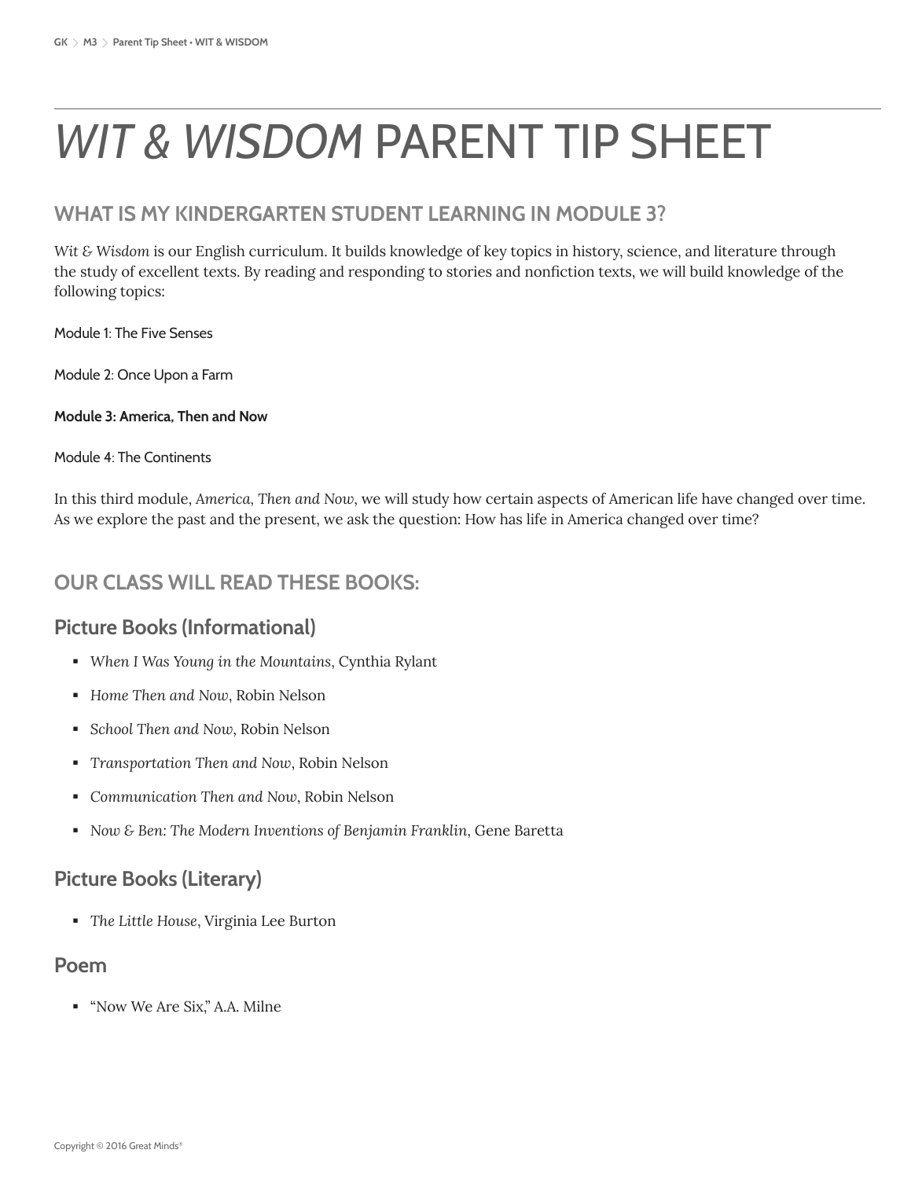# *WIT & WISDOM* PARENT TIP SHEET

## WHAT IS MY KINDERGARTEN STUDENT LEARNING IN MODULE 3?

*Wit & Wisdom* is our English curriculum. It builds knowledge of key topics in history, science, and literature through the study of excellent texts. By reading and responding to stories and nonfiction texts, we will build knowledge of the following topics:

Module 1: The Five Senses

Module 2: Once Upon a Farm

**Module 3: America, Then and Now**

Module 4: The Continents

In this third module, *America, Then and Now*, we will study how certain aspects of American life have changed over time. As we explore the past and the present, we ask the question: How has life in America changed over time?

## OUR CLASS WILL READ THESE BOOKS:

### Picture Books (Informational)

- *When I Was Young in the Mountains*, Cynthia Rylant
- *Home Then and Now*, Robin Nelson
- *School Then and Now*, Robin Nelson
- *Transportation Then and Now*, Robin Nelson
- *Communication Then and Now*, Robin Nelson
- *Now & Ben: The Modern Inventions of Benjamin Franklin*, Gene Baretta

### Picture Books (Literary)

- *The Little House*, Virginia Lee Burton

### Poem

- "Now We Are Six," A.A. Milne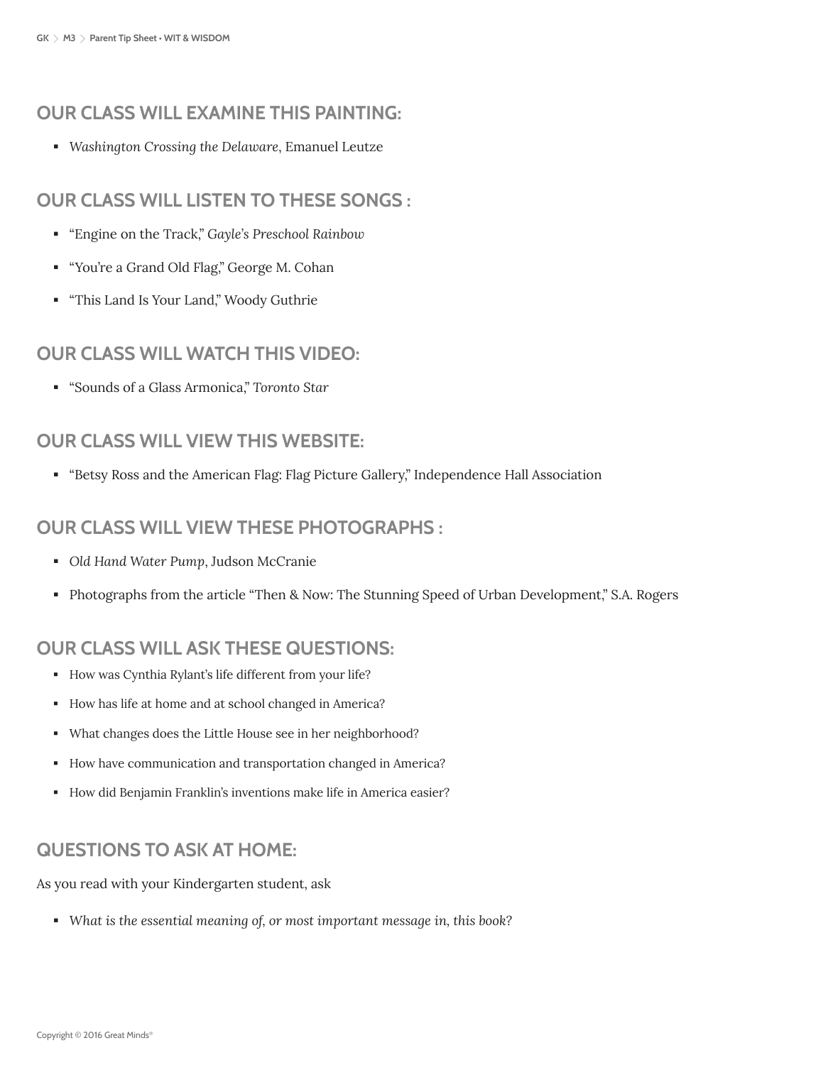## OUR CLASS WILL EXAMINE THIS PAINTING:

- *Washington Crossing the Delaware*, Emanuel Leutze

## OUR CLASS WILL LISTEN TO THESE SONGS :

- "Engine on the Track," *Gayle's Preschool Rainbow*
- "You're a Grand Old Flag," George M. Cohan
- "This Land Is Your Land," Woody Guthrie

## OUR CLASS WILL WATCH THIS VIDEO:

- "Sounds of a Glass Armonica," *Toronto Star*

## OUR CLASS WILL VIEW THIS WEBSITE:

- "Betsy Ross and the American Flag: Flag Picture Gallery," Independence Hall Association

## OUR CLASS WILL VIEW THESE PHOTOGRAPHS :

- *Old Hand Water Pump*, Judson McCranie
- Photographs from the article "Then & Now: The Stunning Speed of Urban Development," S.A. Rogers

## OUR CLASS WILL ASK THESE QUESTIONS:

- How was Cynthia Rylant's life different from your life?
- How has life at home and at school changed in America?
- What changes does the Little House see in her neighborhood?
- How have communication and transportation changed in America?
- How did Benjamin Franklin's inventions make life in America easier?

## QUESTIONS TO ASK AT HOME:

As you read with your Kindergarten student, ask

- *What is the essential meaning of, or most important message in, this book?*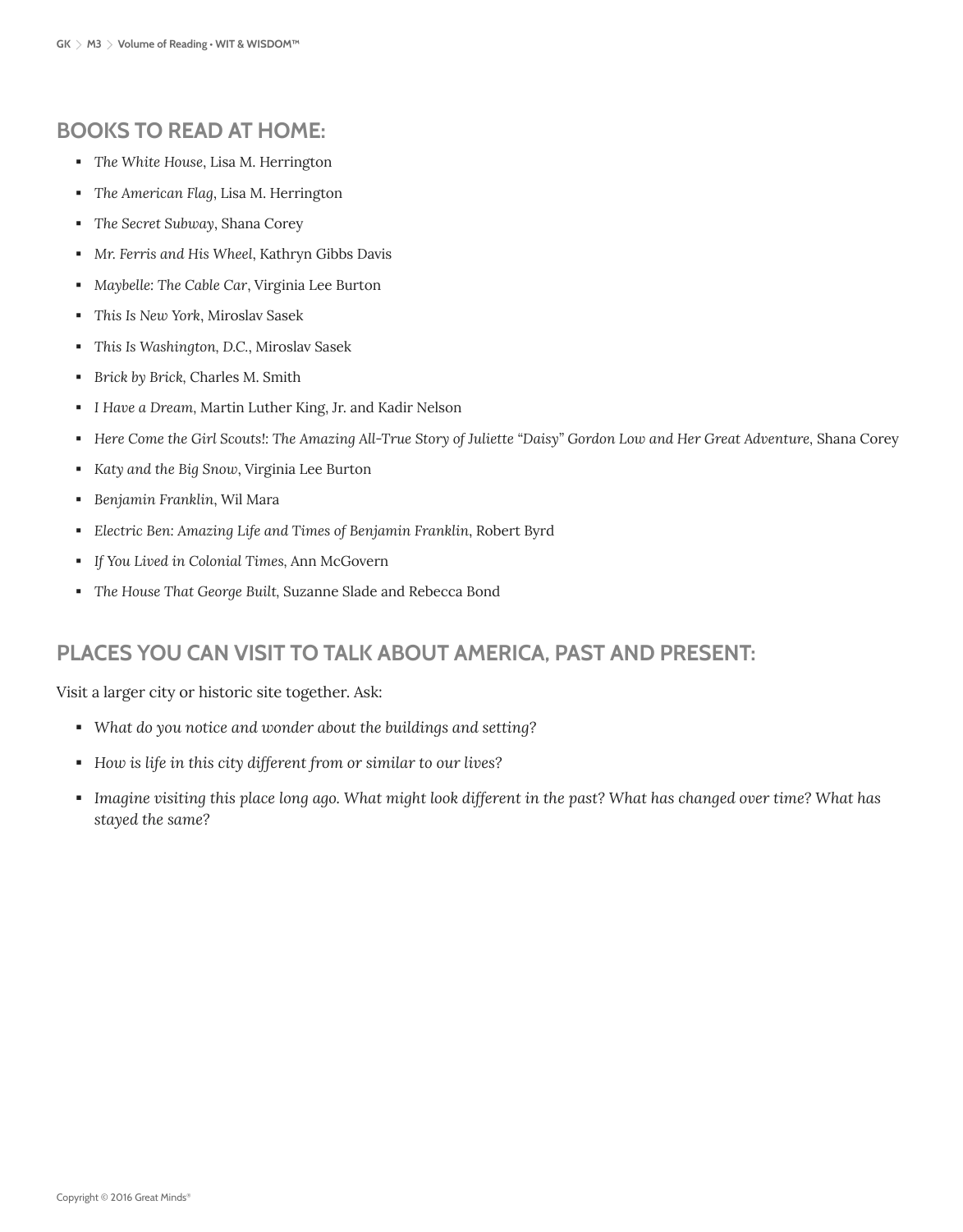## BOOKS TO READ AT HOME:

- *The White House*, Lisa M. Herrington
- *The American Flag*, Lisa M. Herrington
- *The Secret Subway*, Shana Corey
- *Mr. Ferris and His Wheel*, Kathryn Gibbs Davis
- *Maybelle: The Cable Car*, Virginia Lee Burton
- *This Is New York*, Miroslav Sasek
- *This Is Washington, D.C.*, Miroslav Sasek
- *Brick by Brick*, Charles M. Smith
- *I Have a Dream*, Martin Luther King, Jr. and Kadir Nelson
- *Here Come the Girl Scouts!: The Amazing All-True Story of Juliette "Daisy" Gordon Low and Her Great Adventure*, Shana Corey
- *Katy and the Big Snow*, Virginia Lee Burton
- *Benjamin Franklin*, Wil Mara
- *Electric Ben: Amazing Life and Times of Benjamin Franklin*, Robert Byrd
- *If You Lived in Colonial Times*, Ann McGovern
- *The House That George Built*, Suzanne Slade and Rebecca Bond

## PLACES YOU CAN VISIT TO TALK ABOUT AMERICA, PAST AND PRESENT:

Visit a larger city or historic site together. Ask:

- *What do you notice and wonder about the buildings and setting?*
- *How is life in this city different from or similar to our lives?*
- *Imagine visiting this place long ago. What might look different in the past? What has changed over time? What has stayed the same?*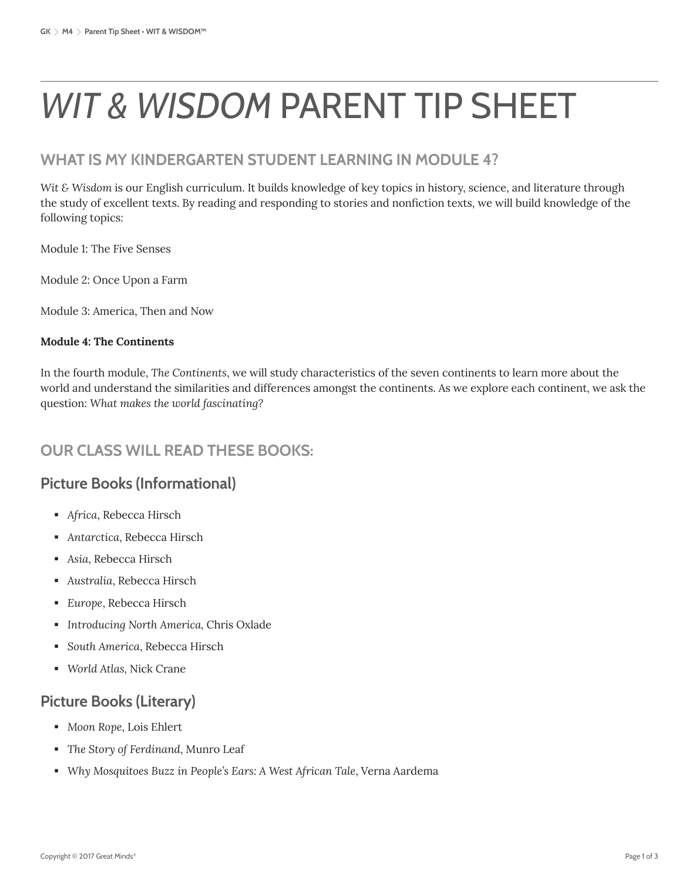# *WIT & WISDOM* PARENT TIP SHEET

## WHAT IS MY KINDERGARTEN STUDENT LEARNING IN MODULE 4?

*Wit & Wisdom* is our English curriculum. It builds knowledge of key topics in history, science, and literature through the study of excellent texts. By reading and responding to stories and nonfiction texts, we will build knowledge of the following topics:

Module 1: The Five Senses

Module 2: Once Upon a Farm

Module 3: America, Then and Now

**Module 4: The Continents**

In the fourth module, *The Continents*, we will study characteristics of the seven continents to learn more about the world and understand the similarities and differences amongst the continents. As we explore each continent, we ask the question: *What makes the world fascinating?*

## OUR CLASS WILL READ THESE BOOKS:

### Picture Books (Informational)

- *Africa*, Rebecca Hirsch
- *Antarctica*, Rebecca Hirsch
- *Asia*, Rebecca Hirsch
- *Australia*, Rebecca Hirsch
- *Europe*, Rebecca Hirsch
- *Introducing North America*, Chris Oxlade
- *South America*, Rebecca Hirsch
- *World Atlas*, Nick Crane

### Picture Books (Literary)

- *Moon Rope*, Lois Ehlert
- *The Story of Ferdinand*, Munro Leaf
- *Why Mosquitoes Buzz in People's Ears: A West African Tale*, Verna Aardema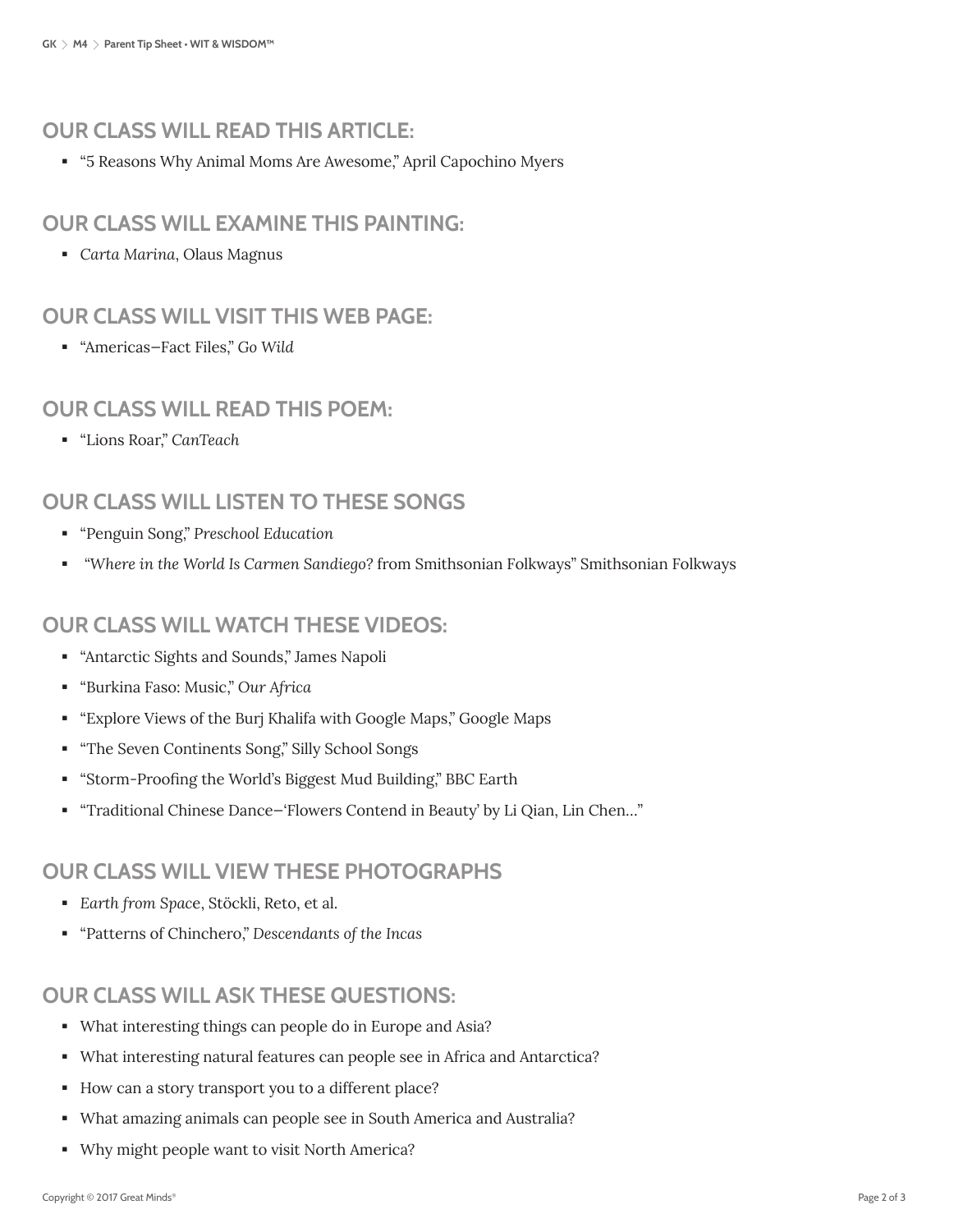## OUR CLASS WILL READ THIS ARTICLE:

- "5 Reasons Why Animal Moms Are Awesome," April Capochino Myers

## OUR CLASS WILL EXAMINE THIS PAINTING:

- *Carta Marina*, Olaus Magnus

## OUR CLASS WILL VISIT THIS WEB PAGE:

- "Americas–Fact Files," *Go Wild*

## OUR CLASS WILL READ THIS POEM:

- "Lions Roar," *CanTeach*

## OUR CLASS WILL LISTEN TO THESE SONGS

- "Penguin Song," *Preschool Education*
- "*Where in the World Is Carmen Sandiego*? from Smithsonian Folkways" Smithsonian Folkways

## OUR CLASS WILL WATCH THESE VIDEOS:

- "Antarctic Sights and Sounds," James Napoli
- "Burkina Faso: Music," *Our Africa*
- "Explore Views of the Burj Khalifa with Google Maps," Google Maps
- "The Seven Continents Song," Silly School Songs
- "Storm-Proofing the World's Biggest Mud Building," BBC Earth
- "Traditional Chinese Dance–'Flowers Contend in Beauty' by Li Qian, Lin Chen…"

## OUR CLASS WILL VIEW THESE PHOTOGRAPHS

- *Earth from Space*, Stöckli, Reto, et al.
- "Patterns of Chinchero," *Descendants of the Incas*

## OUR CLASS WILL ASK THESE QUESTIONS:

- What interesting things can people do in Europe and Asia?
- What interesting natural features can people see in Africa and Antarctica?
- How can a story transport you to a different place?
- What amazing animals can people see in South America and Australia?
- Why might people want to visit North America?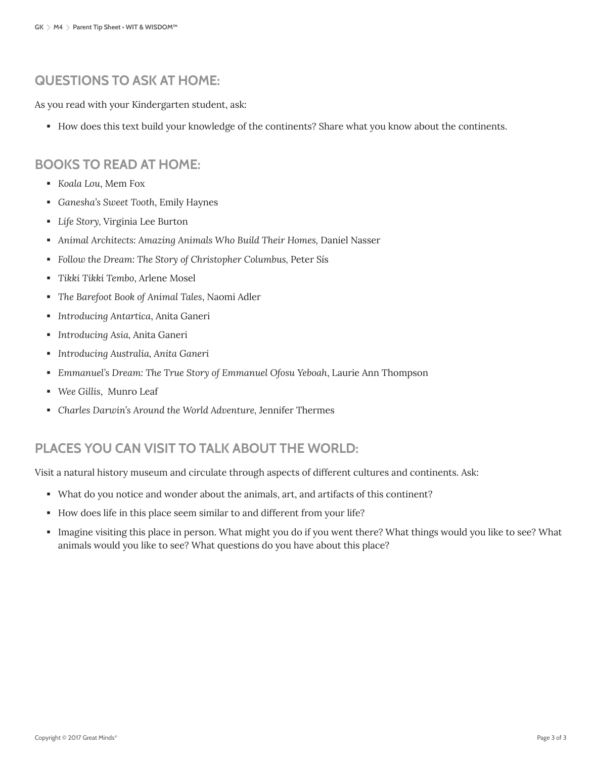## QUESTIONS TO ASK AT HOME:

As you read with your Kindergarten student, ask:

- How does this text build your knowledge of the continents? Share what you know about the continents.

## BOOKS TO READ AT HOME:

- *Koala Lou*, Mem Fox
- *Ganesha's Sweet Tooth*, Emily Haynes
- *Life Story*, Virginia Lee Burton
- *Animal Architects: Amazing Animals Who Build Their Homes*, Daniel Nasser
- *Follow the Dream: The Story of Christopher Columbus*, Peter Sís
- *Tikki Tikki Tembo*, Arlene Mosel
- *The Barefoot Book of Animal Tales*, Naomi Adler
- *Introducing Antartica*, Anita Ganeri
- *Introducing Asia*, Anita Ganeri
- *Introducing Australia, Anita Ganeri*
- *Emmanuel's Dream: The True Story of Emmanuel Ofosu Yeboah*, Laurie Ann Thompson
- *Wee Gillis*, Munro Leaf
- *Charles Darwin's Around the World Adventure*, Jennifer Thermes

## PLACES YOU CAN VISIT TO TALK ABOUT THE WORLD:

Visit a natural history museum and circulate through aspects of different cultures and continents. Ask:

- What do you notice and wonder about the animals, art, and artifacts of this continent?
- How does life in this place seem similar to and different from your life?
- Imagine visiting this place in person. What might you do if you went there? What things would you like to see? What animals would you like to see? What questions do you have about this place?